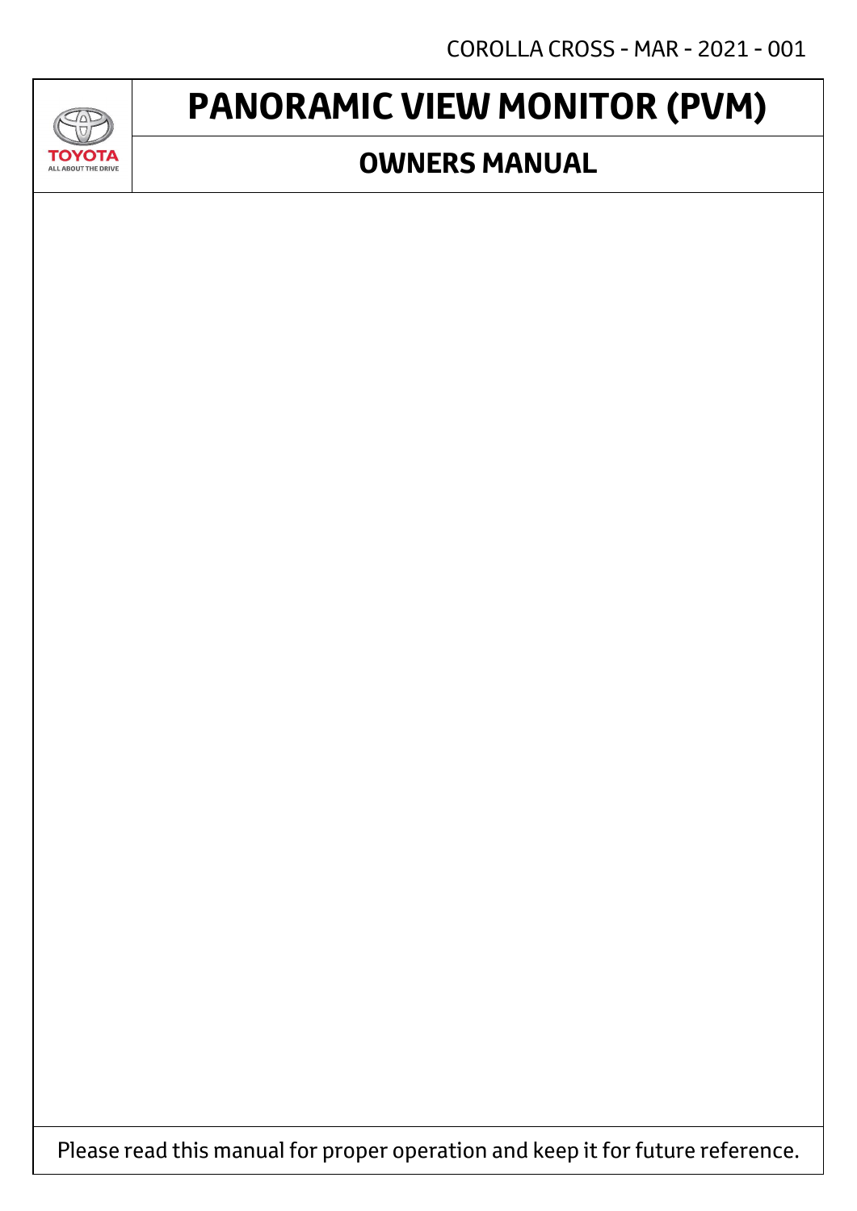COROLLA CROSS - MAR - 2021 - 001

TOYOTA
ALL ABOUT THE DRIVE

# PANORAMIC VIEW MONITOR (PVM)

## OWNERS MANUAL

Please read this manual for proper operation and keep it for future reference.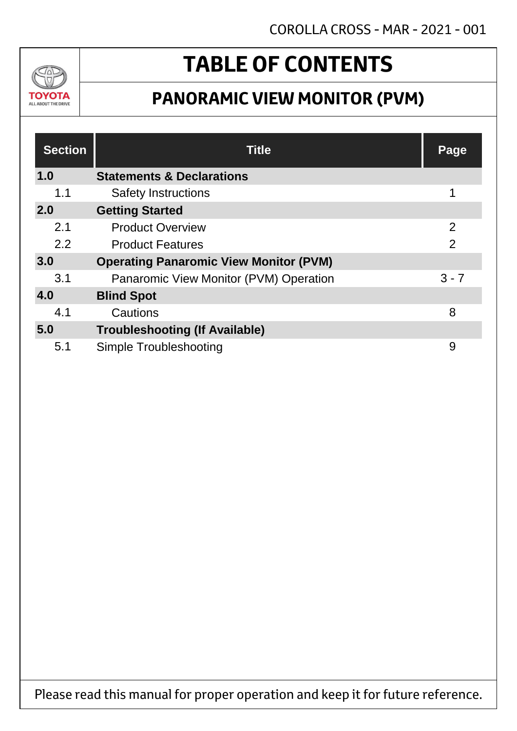# TABLE OF CONTENTS

## PANORAMIC VIEW MONITOR (PVM)

| Section | Title | Page |
|---|---|---|
| **1.0** | **Statements & Declarations** | |
| 1.1 | Safety Instructions | 1 |
| **2.0** | **Getting Started** | |
| 2.1 | Product Overview | 2 |
| 2.2 | Product Features | 2 |
| **3.0** | **Operating Panaromic View Monitor (PVM)** | |
| 3.1 | Panaromic View Monitor (PVM) Operation | 3 - 7 |
| **4.0** | **Blind Spot** | |
| 4.1 | Cautions | 8 |
| **5.0** | **Troubleshooting (If Available)** | |
| 5.1 | Simple Troubleshooting | 9 |

Please read this manual for proper operation and keep it for future reference.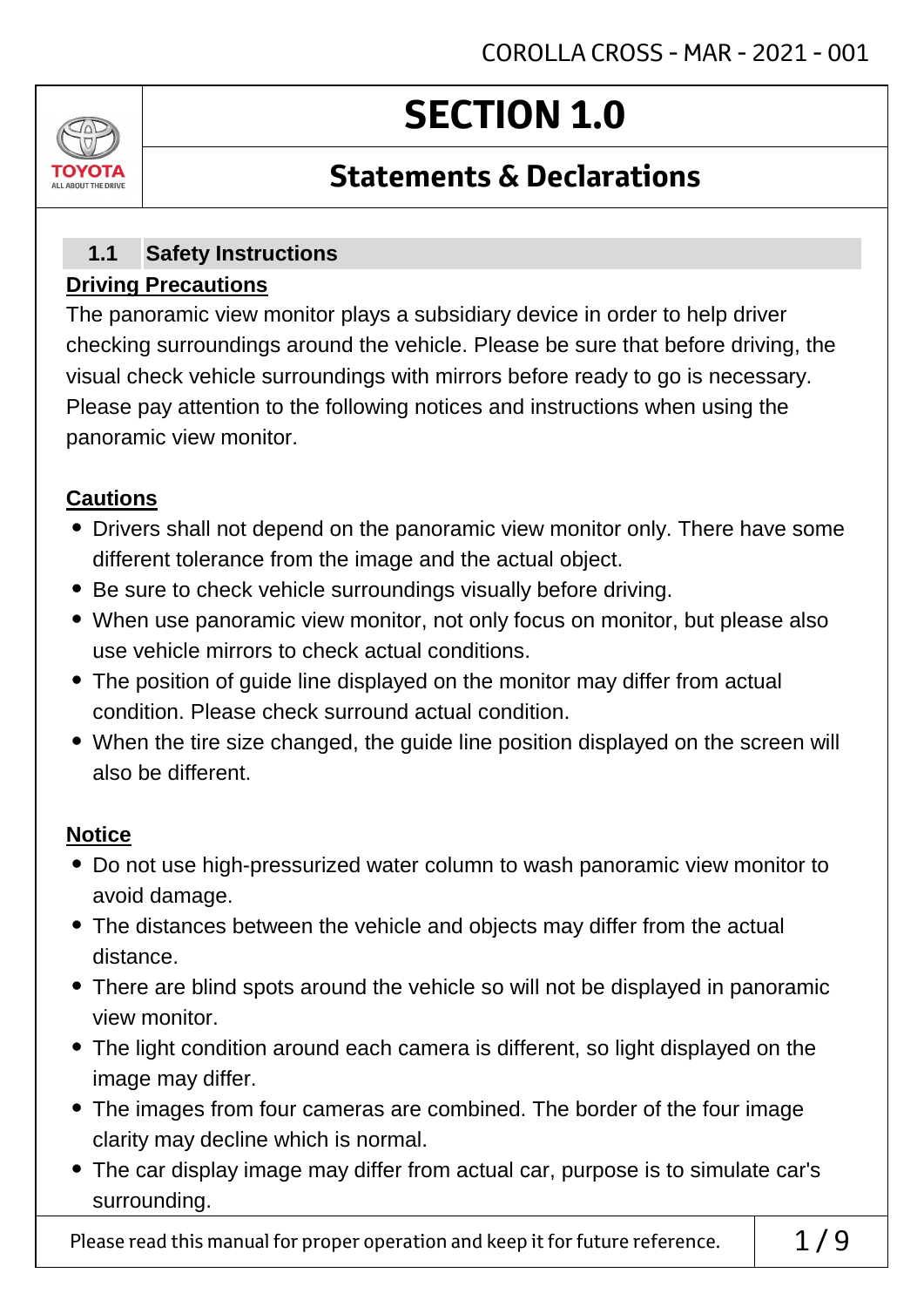# SECTION 1.0

## Statements & Declarations

### 1.1 Safety Instructions

**Driving Precautions**

The panoramic view monitor plays a subsidiary device in order to help driver checking surroundings around the vehicle. Please be sure that before driving, the visual check vehicle surroundings with mirrors before ready to go is necessary. Please pay attention to the following notices and instructions when using the panoramic view monitor.

**Cautions**

- Drivers shall not depend on the panoramic view monitor only. There have some different tolerance from the image and the actual object.
- Be sure to check vehicle surroundings visually before driving.
- When use panoramic view monitor, not only focus on monitor, but please also use vehicle mirrors to check actual conditions.
- The position of guide line displayed on the monitor may differ from actual condition. Please check surround actual condition.
- When the tire size changed, the guide line position displayed on the screen will also be different.

**Notice**

- Do not use high-pressurized water column to wash panoramic view monitor to avoid damage.
- The distances between the vehicle and objects may differ from the actual distance.
- There are blind spots around the vehicle so will not be displayed in panoramic view monitor.
- The light condition around each camera is different, so light displayed on the image may differ.
- The images from four cameras are combined. The border of the four image clarity may decline which is normal.
- The car display image may differ from actual car, purpose is to simulate car's surrounding.

Please read this manual for proper operation and keep it for future reference.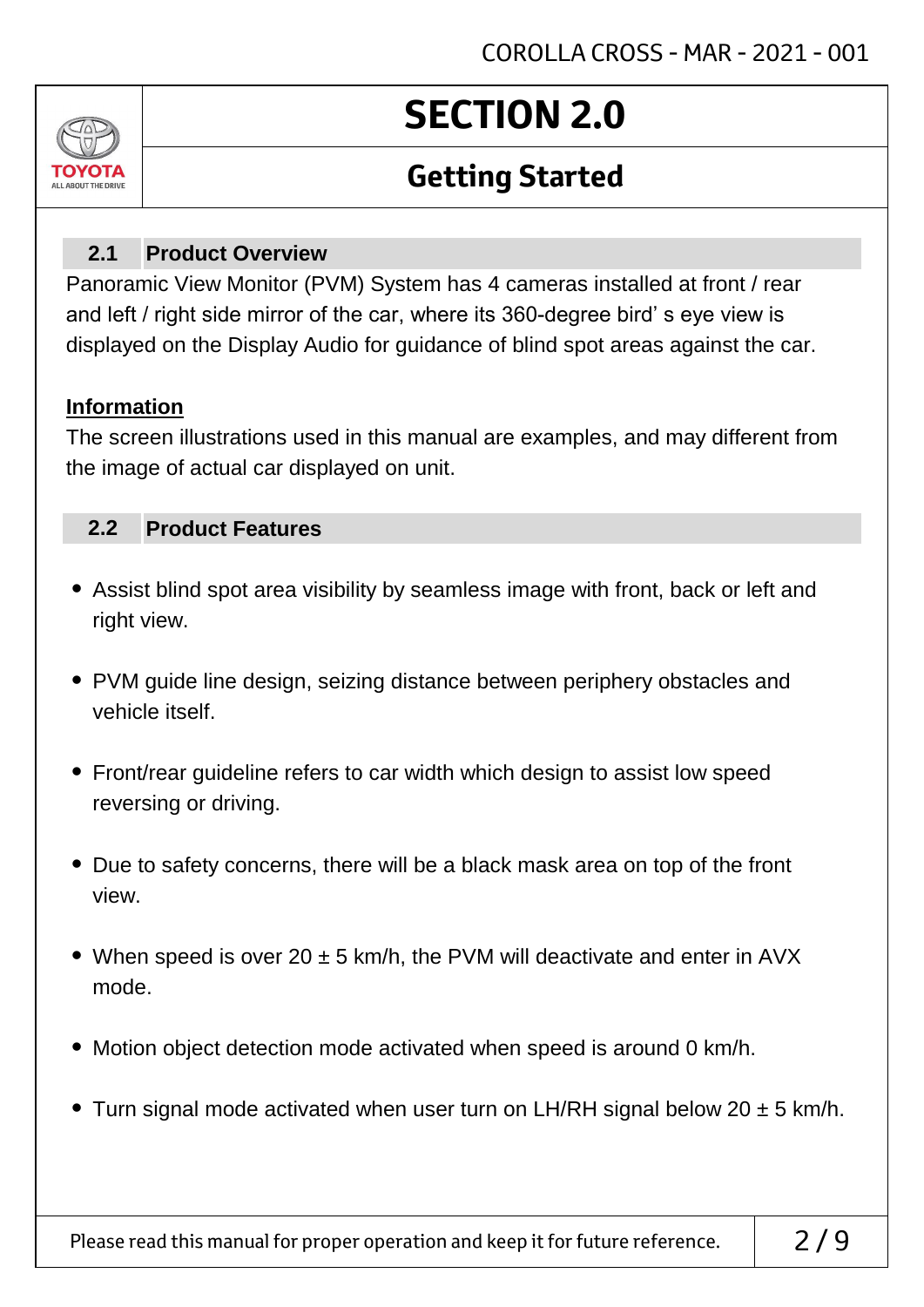# SECTION 2.0

## Getting Started

### 2.1 Product Overview

Panoramic View Monitor (PVM) System has 4 cameras installed at front / rear and left / right side mirror of the car, where its 360-degree bird' s eye view is displayed on the Display Audio for guidance of blind spot areas against the car.

**Information**

The screen illustrations used in this manual are examples, and may different from the image of actual car displayed on unit.

### 2.2 Product Features

- Assist blind spot area visibility by seamless image with front, back or left and right view.
- PVM guide line design, seizing distance between periphery obstacles and vehicle itself.
- Front/rear guideline refers to car width which design to assist low speed reversing or driving.
- Due to safety concerns, there will be a black mask area on top of the front view.
- When speed is over 20 ± 5 km/h, the PVM will deactivate and enter in AVX mode.
- Motion object detection mode activated when speed is around 0 km/h.
- Turn signal mode activated when user turn on LH/RH signal below 20 ± 5 km/h.

Please read this manual for proper operation and keep it for future reference.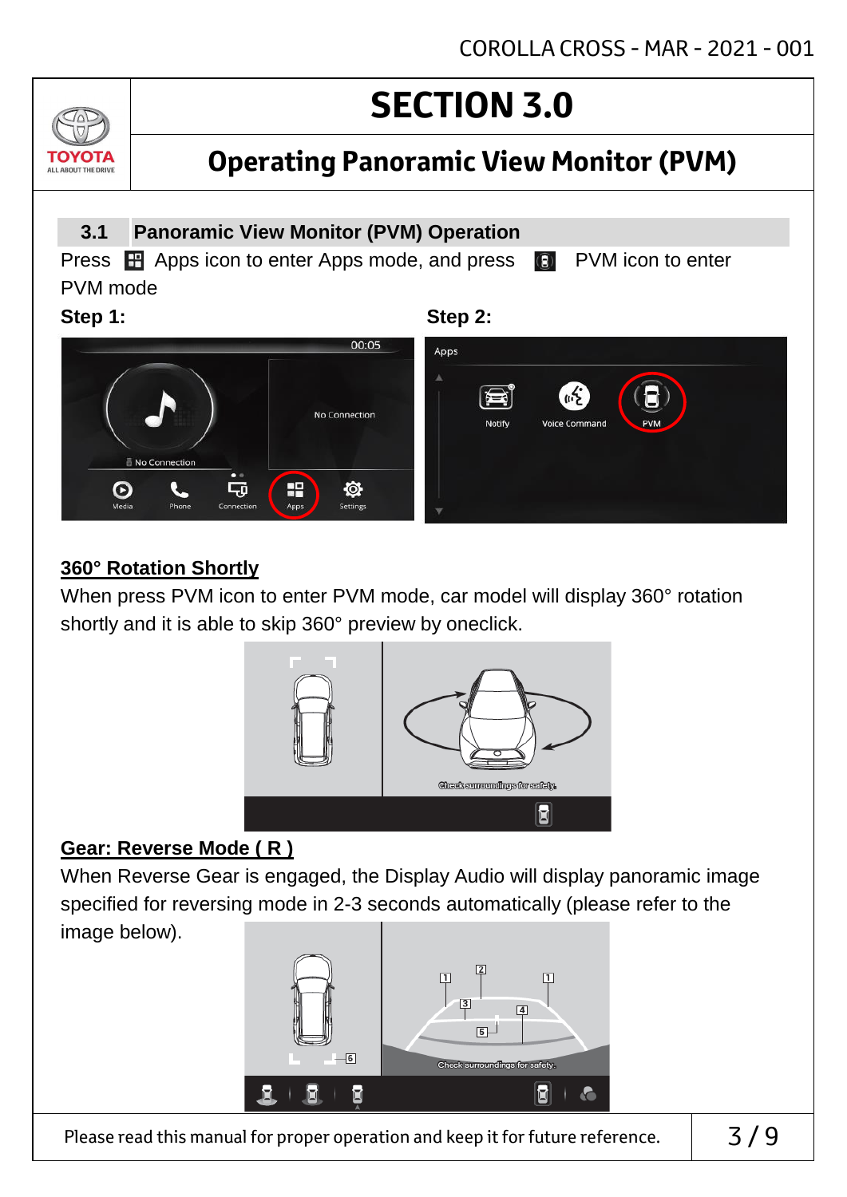# SECTION 3.0

## Operating Panoramic View Monitor (PVM)

### 3.1 Panoramic View Monitor (PVM) Operation

Press Apps icon to enter Apps mode, and press PVM icon to enter PVM mode

**Step 1:**

**Step 2:**

**360° Rotation Shortly**

When press PVM icon to enter PVM mode, car model will display 360° rotation shortly and it is able to skip 360° preview by oneclick.

**Gear: Reverse Mode ( R )**

When Reverse Gear is engaged, the Display Audio will display panoramic image specified for reversing mode in 2-3 seconds automatically (please refer to the image below).

Please read this manual for proper operation and keep it for future reference.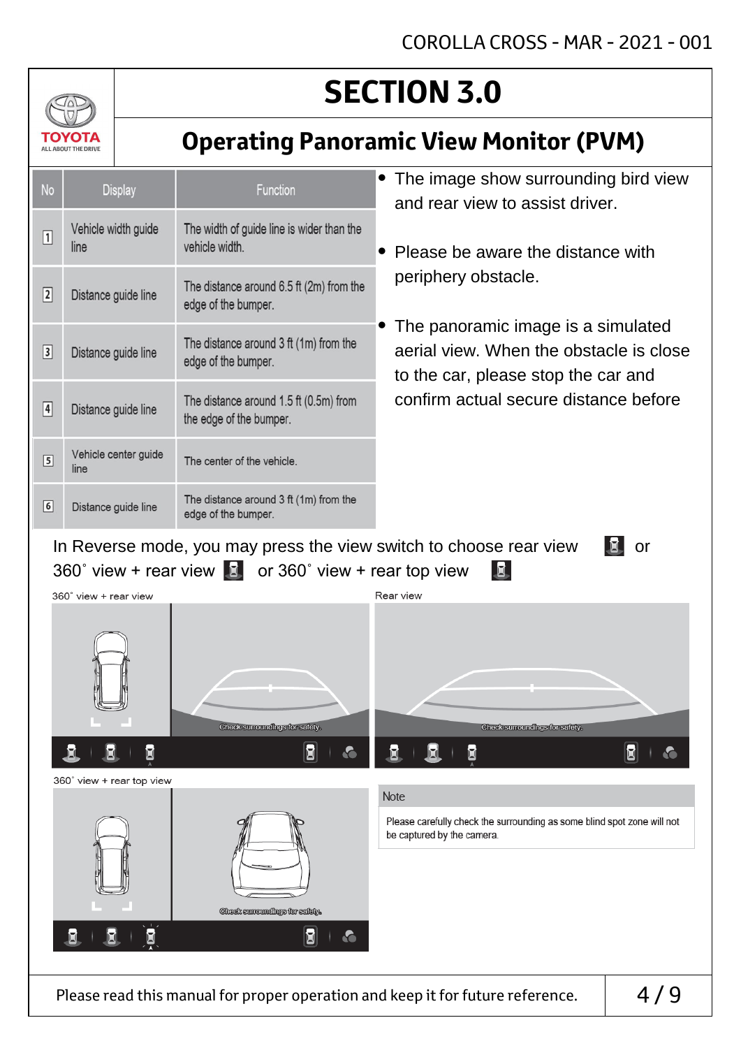# SECTION 3.0

## Operating Panoramic View Monitor (PVM)

| No | Display | Function |
|---|---|---|
| 1 | Vehicle width guide line | The width of guide line is wider than the vehicle width. |
| 2 | Distance guide line | The distance around 6.5 ft (2m) from the edge of the bumper. |
| 3 | Distance guide line | The distance around 3 ft (1m) from the edge of the bumper. |
| 4 | Distance guide line | The distance around 1.5 ft (0.5m) from the edge of the bumper. |
| 5 | Vehicle center guide line | The center of the vehicle. |
| 6 | Distance guide line | The distance around 3 ft (1m) from the edge of the bumper. |

- The image show surrounding bird view and rear view to assist driver.
- Please be aware the distance with periphery obstacle.
- The panoramic image is a simulated aerial view. When the obstacle is close to the car, please stop the car and confirm actual secure distance before

In Reverse mode, you may press the view switch to choose rear view or 360˚ view + rear view or 360˚ view + rear top view

360˚ view + rear view

Check surroundings for safety.

Rear view

Check surroundings for safety.

360˚ view + rear top view

Check surroundings for safety.

**Note**

Please carefully check the surrounding as some blind spot zone will not be captured by the camera.

Please read this manual for proper operation and keep it for future reference.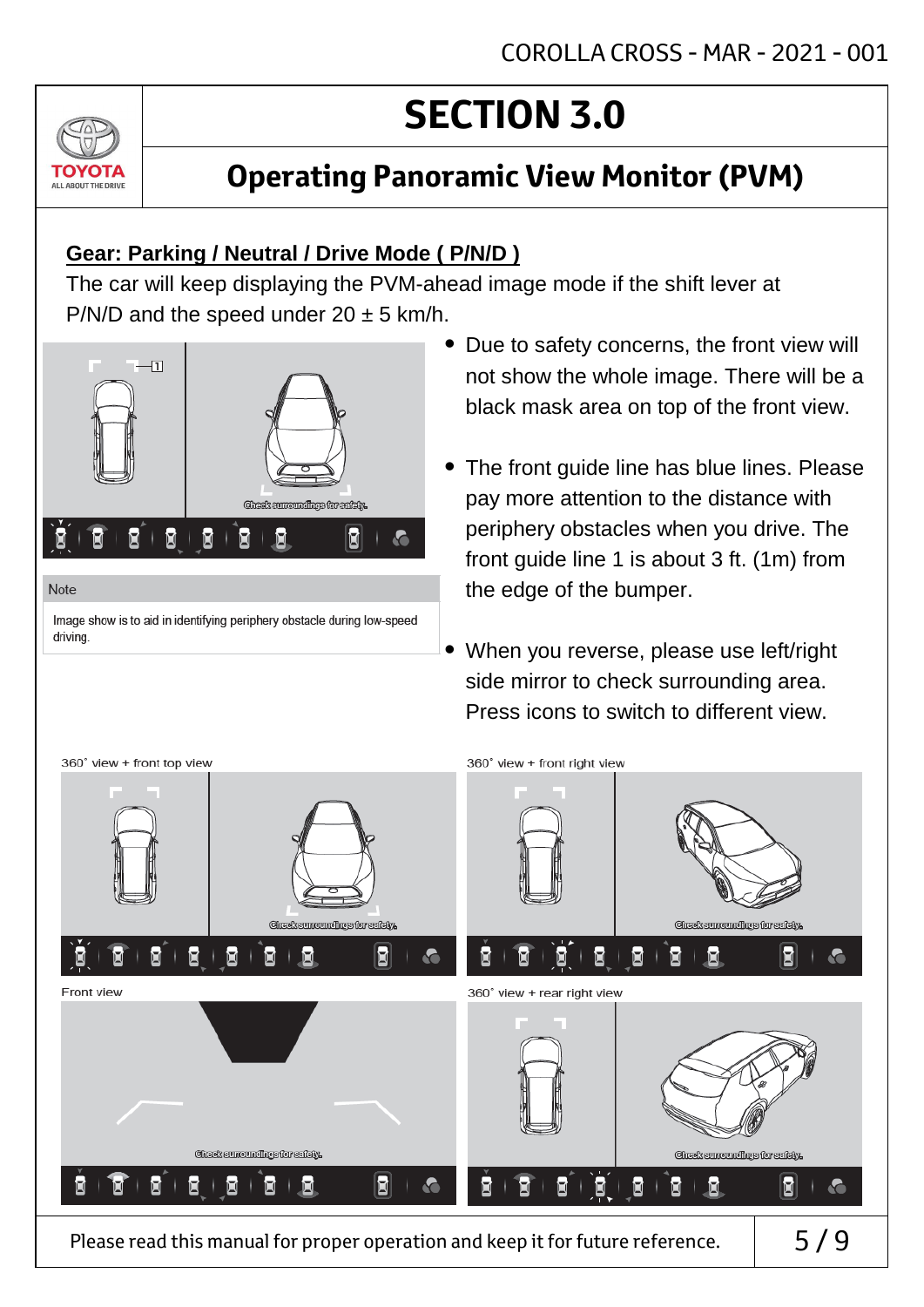# SECTION 3.0

## Operating Panoramic View Monitor (PVM)

**Gear: Parking / Neutral / Drive Mode ( P/N/D )**

The car will keep displaying the PVM-ahead image mode if the shift lever at P/N/D and the speed under 20 ± 5 km/h.

Note

Image show is to aid in identifying periphery obstacle during low-speed driving.

- Due to safety concerns, the front view will not show the whole image. There will be a black mask area on top of the front view.
- The front guide line has blue lines. Please pay more attention to the distance with periphery obstacles when you drive. The front guide line 1 is about 3 ft. (1m) from the edge of the bumper.
- When you reverse, please use left/right side mirror to check surrounding area. Press icons to switch to different view.

360˚ view + front top view

360˚ view + front right view

Front view

360˚ view + rear right view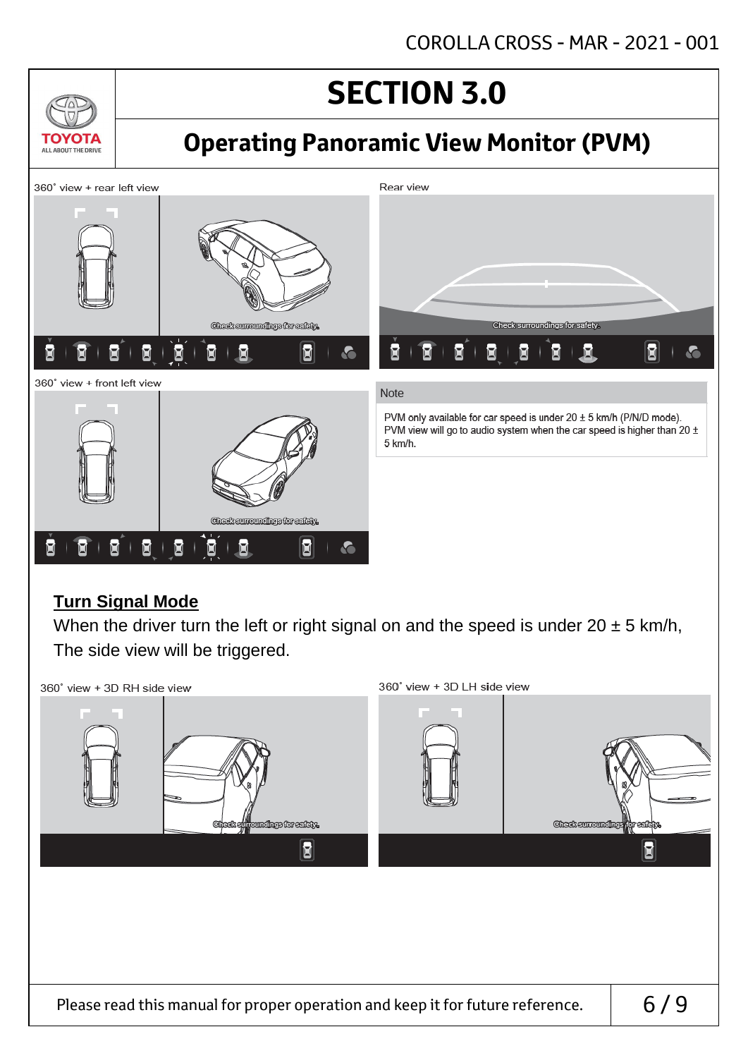# SECTION 3.0

## Operating Panoramic View Monitor (PVM)

360˚ view + rear left view

Rear view

360˚ view + front left view

Note

PVM only available for car speed is under 20 ± 5 km/h (P/N/D mode).
PVM view will go to audio system when the car speed is higher than 20 ± 5 km/h.

### Turn Signal Mode

When the driver turn the left or right signal on and the speed is under 20 ± 5 km/h, The side view will be triggered.

360˚ view + 3D RH side view

360˚ view + 3D LH side view

Please read this manual for proper operation and keep it for future reference.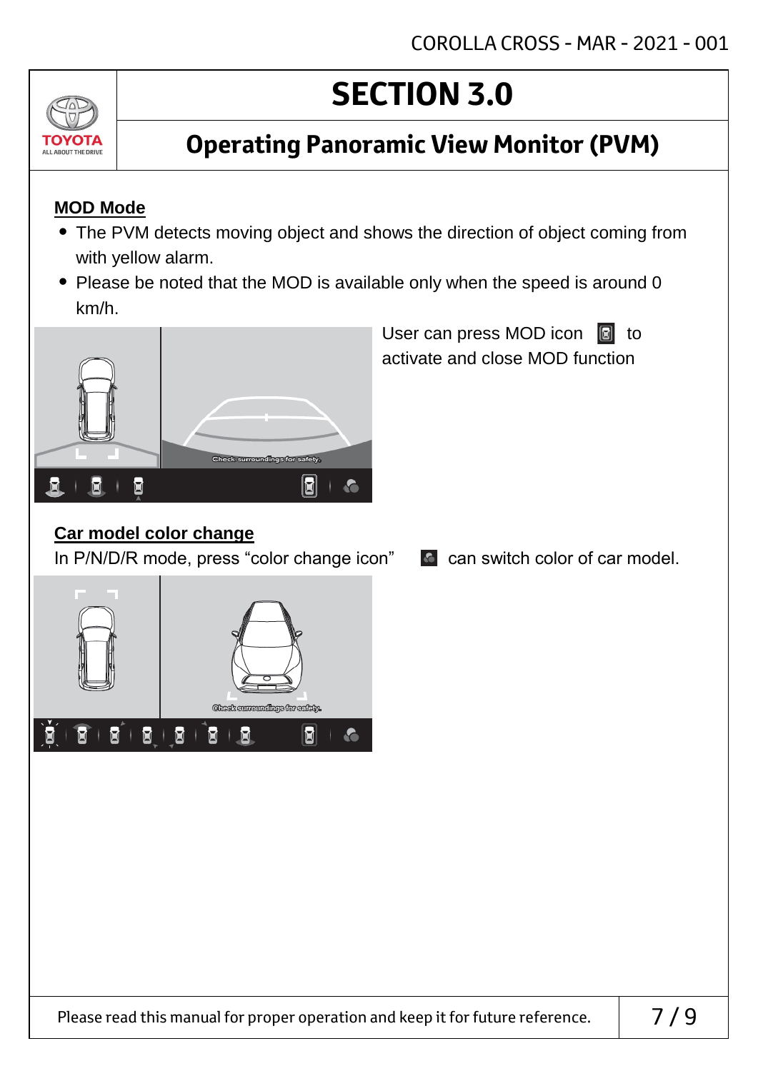# SECTION 3.0

## Operating Panoramic View Monitor (PVM)

### MOD Mode

- The PVM detects moving object and shows the direction of object coming from with yellow alarm.
- Please be noted that the MOD is available only when the speed is around 0 km/h.

User can press MOD icon to activate and close MOD function

### Car model color change

In P/N/D/R mode, press "color change icon" can switch color of car model.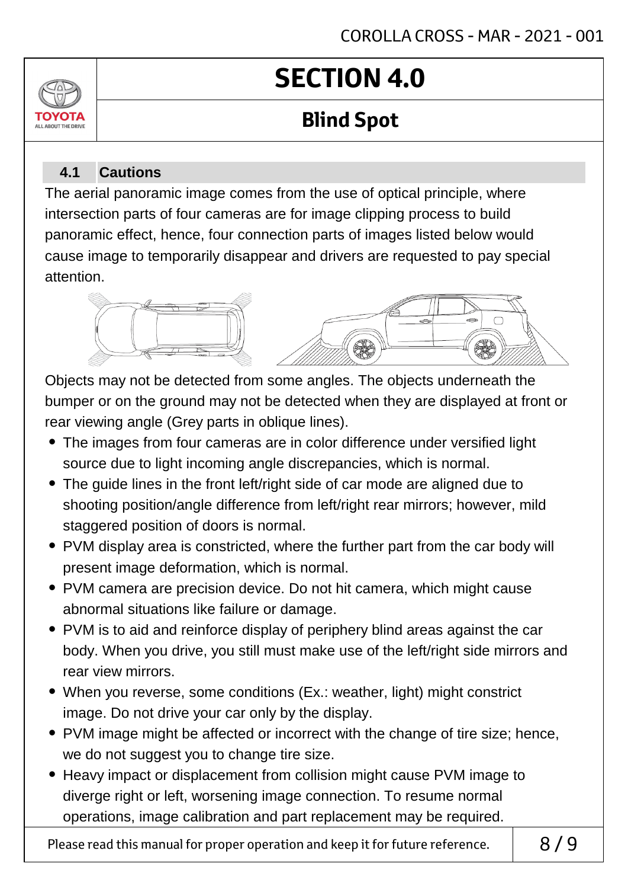# SECTION 4.0

## Blind Spot

### 4.1 Cautions

The aerial panoramic image comes from the use of optical principle, where intersection parts of four cameras are for image clipping process to build panoramic effect, hence, four connection parts of images listed below would cause image to temporarily disappear and drivers are requested to pay special attention.

Objects may not be detected from some angles. The objects underneath the bumper or on the ground may not be detected when they are displayed at front or rear viewing angle (Grey parts in oblique lines).

- The images from four cameras are in color difference under versified light source due to light incoming angle discrepancies, which is normal.
- The guide lines in the front left/right side of car mode are aligned due to shooting position/angle difference from left/right rear mirrors; however, mild staggered position of doors is normal.
- PVM display area is constricted, where the further part from the car body will present image deformation, which is normal.
- PVM camera are precision device. Do not hit camera, which might cause abnormal situations like failure or damage.
- PVM is to aid and reinforce display of periphery blind areas against the car body. When you drive, you still must make use of the left/right side mirrors and rear view mirrors.
- When you reverse, some conditions (Ex.: weather, light) might constrict image. Do not drive your car only by the display.
- PVM image might be affected or incorrect with the change of tire size; hence, we do not suggest you to change tire size.
- Heavy impact or displacement from collision might cause PVM image to diverge right or left, worsening image connection. To resume normal operations, image calibration and part replacement may be required.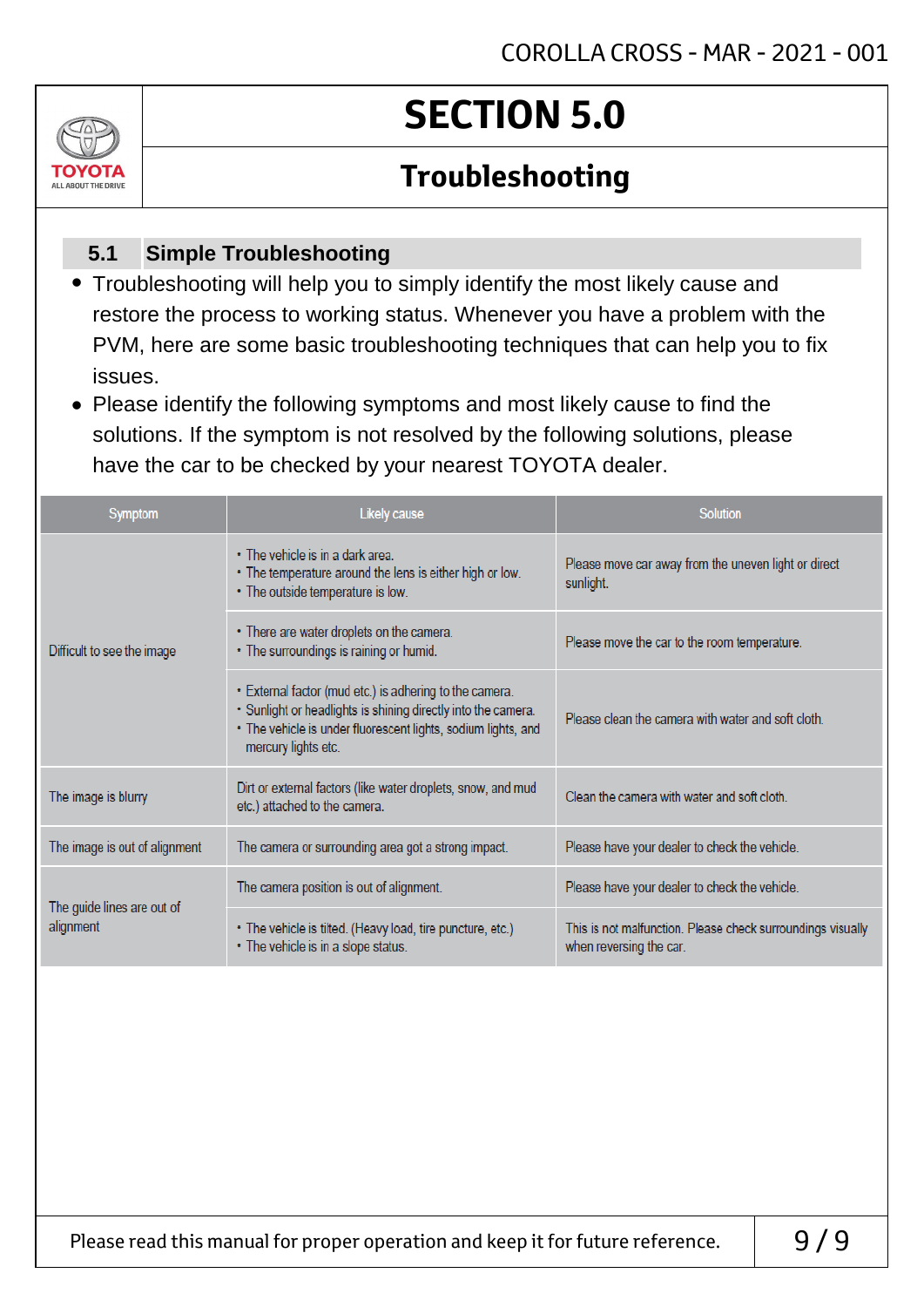# SECTION 5.0

## Troubleshooting

### 5.1 Simple Troubleshooting

- Troubleshooting will help you to simply identify the most likely cause and restore the process to working status. Whenever you have a problem with the PVM, here are some basic troubleshooting techniques that can help you to fix issues.
- Please identify the following symptoms and most likely cause to find the solutions. If the symptom is not resolved by the following solutions, please have the car to be checked by your nearest TOYOTA dealer.

| Symptom | Likely cause | Solution |
|---|---|---|
| Difficult to see the image | • The vehicle is in a dark area.<br>• The temperature around the lens is either high or low.<br>• The outside temperature is low. | Please move car away from the uneven light or direct sunlight. |
| | • There are water droplets on the camera.<br>• The surroundings is raining or humid. | Please move the car to the room temperature. |
| | • External factor (mud etc.) is adhering to the camera.<br>• Sunlight or headlights is shining directly into the camera.<br>• The vehicle is under fluorescent lights, sodium lights, and mercury lights etc. | Please clean the camera with water and soft cloth. |
| The image is blurry | Dirt or external factors (like water droplets, snow, and mud etc.) attached to the camera. | Clean the camera with water and soft cloth. |
| The image is out of alignment | The camera or surrounding area got a strong impact. | Please have your dealer to check the vehicle. |
| The guide lines are out of alignment | The camera position is out of alignment. | Please have your dealer to check the vehicle. |
| | • The vehicle is tited. (Heavy load, tire puncture, etc.)<br>• The vehicle is in a slope status. | This is not malfunction. Please check surroundings visually when reversing the car. |

Please read this manual for proper operation and keep it for future reference.